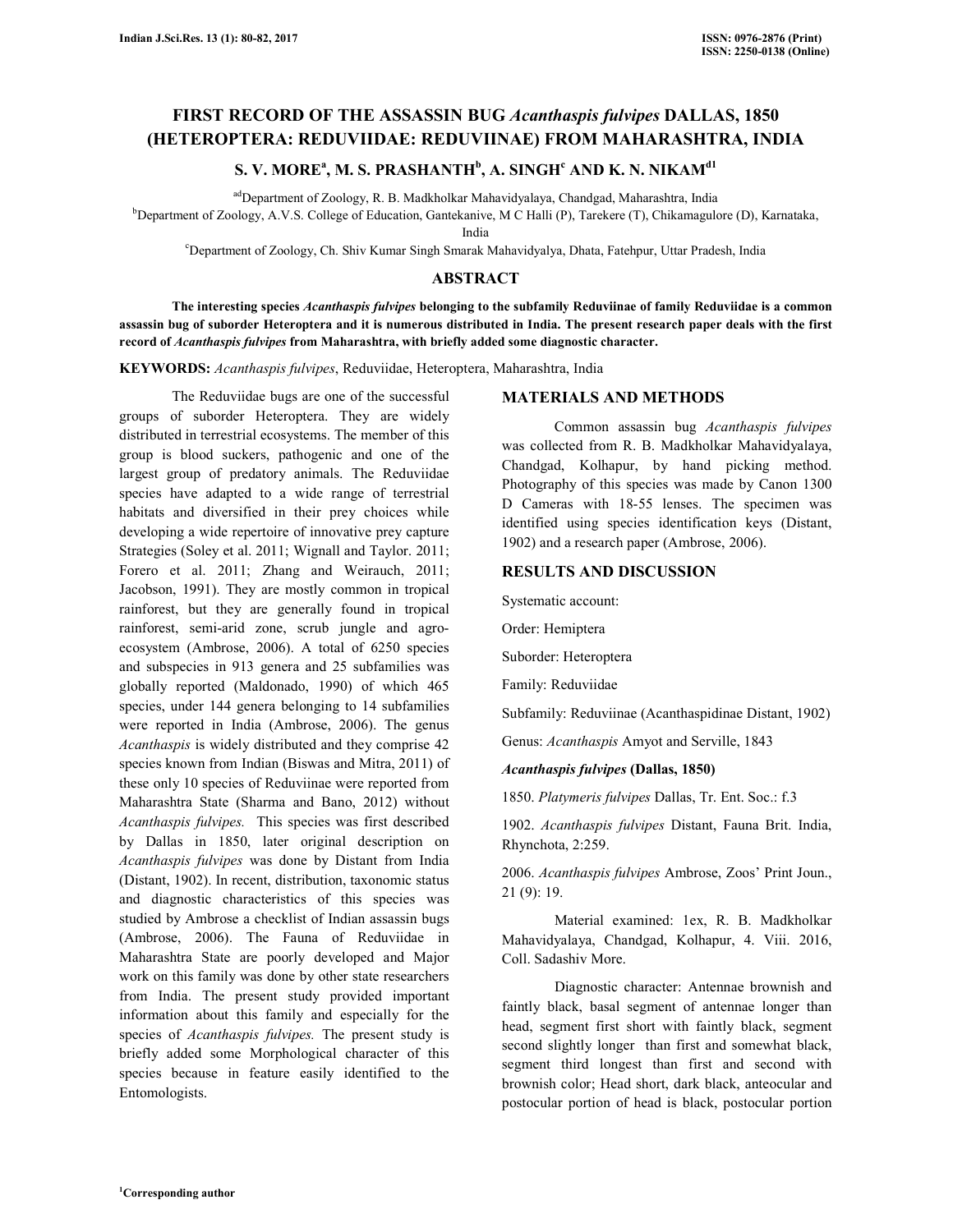# FIRST RECORD OF THE ASSASSIN BUG *Acanthaspis fulvipes* DALLAS, 1850 (HETEROPTERA: REDUVIIDAE: REDUVIINAE) FROM MAHARASHTRA, INDIA

**S. V. MORE[a], M. S. PRASHANTH[b], A. SINGH[c] AND K. N. NIKAM[d1]**

[ad]Department of Zoology, R. B. Madkholkar Mahavidyalaya, Chandgad, Maharashtra, India

[b]Department of Zoology, A.V.S. College of Education, Gantekanive, M C Halli (P), Tarekere (T), Chikamagulore (D), Karnataka, India

[c]Department of Zoology, Ch. Shiv Kumar Singh Smarak Mahavidyalya, Dhata, Fatehpur, Uttar Pradesh, India

## ABSTRACT

**The interesting species *Acanthaspis fulvipes* belonging to the subfamily Reduviinae of family Reduviidae is a common assassin bug of suborder Heteroptera and it is numerous distributed in India. The present research paper deals with the first record of *Acanthaspis fulvipes* from Maharashtra, with briefly added some diagnostic character.**

**KEYWORDS:** *Acanthaspis fulvipes*, Reduviidae, Heteroptera, Maharashtra, India

The Reduviidae bugs are one of the successful groups of suborder Heteroptera. They are widely distributed in terrestrial ecosystems. The member of this group is blood suckers, pathogenic and one of the largest group of predatory animals. The Reduviidae species have adapted to a wide range of terrestrial habitats and diversified in their prey choices while developing a wide repertoire of innovative prey capture Strategies (Soley et al. 2011; Wignall and Taylor. 2011; Forero et al. 2011; Zhang and Weirauch, 2011; Jacobson, 1991). They are mostly common in tropical rainforest, but they are generally found in tropical rainforest, semi-arid zone, scrub jungle and agro-ecosystem (Ambrose, 2006). A total of 6250 species and subspecies in 913 genera and 25 subfamilies was globally reported (Maldonado, 1990) of which 465 species, under 144 genera belonging to 14 subfamilies were reported in India (Ambrose, 2006). The genus *Acanthaspis* is widely distributed and they comprise 42 species known from Indian (Biswas and Mitra, 2011) of these only 10 species of Reduviinae were reported from Maharashtra State (Sharma and Bano, 2012) without *Acanthaspis fulvipes.* This species was first described by Dallas in 1850, later original description on *Acanthaspis fulvipes* was done by Distant from India (Distant, 1902). In recent, distribution, taxonomic status and diagnostic characteristics of this species was studied by Ambrose a checklist of Indian assassin bugs (Ambrose, 2006). The Fauna of Reduviidae in Maharashtra State are poorly developed and Major work on this family was done by other state researchers from India. The present study provided important information about this family and especially for the species of *Acanthaspis fulvipes.* The present study is briefly added some Morphological character of this species because in feature easily identified to the Entomologists.

## MATERIALS AND METHODS

Common assassin bug *Acanthaspis fulvipes* was collected from R. B. Madkholkar Mahavidyalaya, Chandgad, Kolhapur, by hand picking method. Photography of this species was made by Canon 1300 D Cameras with 18-55 lenses. The specimen was identified using species identification keys (Distant, 1902) and a research paper (Ambrose, 2006).

## RESULTS AND DISCUSSION

Systematic account:

Order: Hemiptera

Suborder: Heteroptera

Family: Reduviidae

Subfamily: Reduviinae (Acanthaspidinae Distant, 1902)

Genus: *Acanthaspis* Amyot and Serville, 1843

***Acanthaspis fulvipes*** **(Dallas, 1850)**

1850. *Platymeris fulvipes* Dallas, Tr. Ent. Soc.: f.3

1902. *Acanthaspis fulvipes* Distant, Fauna Brit. India, Rhynchota, 2:259.

2006. *Acanthaspis fulvipes* Ambrose, Zoos' Print Joun., 21 (9): 19.

Material examined: 1ex, R. B. Madkholkar Mahavidyalaya, Chandgad, Kolhapur, 4. Viii. 2016, Coll. Sadashiv More.

Diagnostic character: Antennae brownish and faintly black, basal segment of antennae longer than head, segment first short with faintly black, segment second slightly longer than first and somewhat black, segment third longest than first and second with brownish color; Head short, dark black, anteocular and postocular portion of head is black, postocular portion

[1]Corresponding author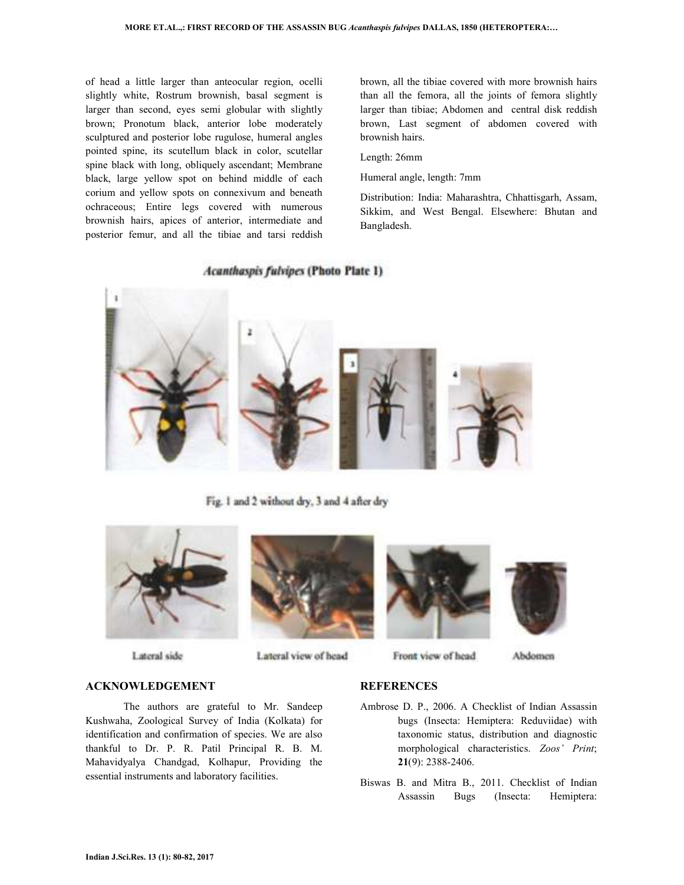of head a little larger than anteocular region, ocelli slightly white, Rostrum brownish, basal segment is larger than second, eyes semi globular with slightly brown; Pronotum black, anterior lobe moderately sculptured and posterior lobe rugulose, humeral angles pointed spine, its scutellum black in color, scutellar spine black with long, obliquely ascendant; Membrane black, large yellow spot on behind middle of each corium and yellow spots on connexivum and beneath ochraceous; Entire legs covered with numerous brownish hairs, apices of anterior, intermediate and posterior femur, and all the tibiae and tarsi reddish brown, all the tibiae covered with more brownish hairs than all the femora, all the joints of femora slightly larger than tibiae; Abdomen and central disk reddish brown, Last segment of abdomen covered with brownish hairs.

Length: 26mm

Humeral angle, length: 7mm

Distribution: India: Maharashtra, Chhattisgarh, Assam, Sikkim, and West Bengal. Elsewhere: Bhutan and Bangladesh.

***Acanthaspis fulvipes* (Photo Plate 1)**

Fig. 1 and 2 without dry, 3 and 4 after dry

Lateral side — Lateral view of head — Front view of head — Abdomen

## ACKNOWLEDGEMENT

The authors are grateful to Mr. Sandeep Kushwaha, Zoological Survey of India (Kolkata) for identification and confirmation of species. We are also thankful to Dr. P. R. Patil Principal R. B. M. Mahavidyalya Chandgad, Kolhapur, Providing the essential instruments and laboratory facilities.

## REFERENCES

Ambrose D. P., 2006. A Checklist of Indian Assassin bugs (Insecta: Hemiptera: Reduviidae) with taxonomic status, distribution and diagnostic morphological characteristics. *Zoos' Print*; **21**(9): 2388-2406.

Biswas B. and Mitra B., 2011. Checklist of Indian Assassin Bugs (Insecta: Hemiptera: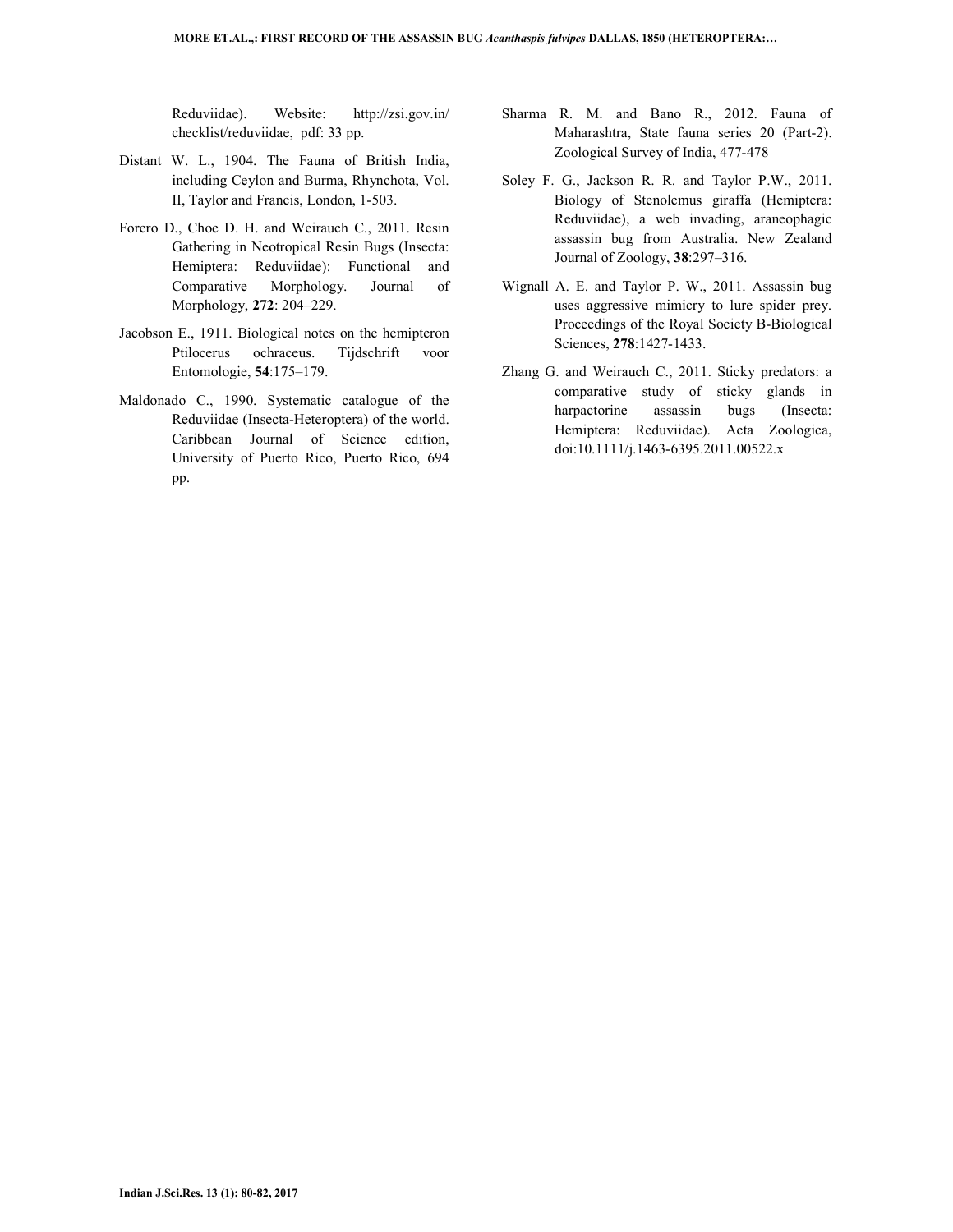Reduviidae). Website: http://zsi.gov.in/ checklist/reduviidae, pdf: 33 pp.

Distant W. L., 1904. The Fauna of British India, including Ceylon and Burma, Rhynchota, Vol. II, Taylor and Francis, London, 1-503.

Forero D., Choe D. H. and Weirauch C., 2011. Resin Gathering in Neotropical Resin Bugs (Insecta: Hemiptera: Reduviidae): Functional and Comparative Morphology. Journal of Morphology, **272**: 204–229.

Jacobson E., 1911. Biological notes on the hemipteron Ptilocerus ochraceus. Tijdschrift voor Entomologie, **54**:175–179.

Maldonado C., 1990. Systematic catalogue of the Reduviidae (Insecta-Heteroptera) of the world. Caribbean Journal of Science edition, University of Puerto Rico, Puerto Rico, 694 pp.

Sharma R. M. and Bano R., 2012. Fauna of Maharashtra, State fauna series 20 (Part-2). Zoological Survey of India, 477-478

Soley F. G., Jackson R. R. and Taylor P.W., 2011. Biology of Stenolemus giraffa (Hemiptera: Reduviidae), a web invading, araneophagic assassin bug from Australia. New Zealand Journal of Zoology, **38**:297–316.

Wignall A. E. and Taylor P. W., 2011. Assassin bug uses aggressive mimicry to lure spider prey. Proceedings of the Royal Society B-Biological Sciences, **278**:1427-1433.

Zhang G. and Weirauch C., 2011. Sticky predators: a comparative study of sticky glands in harpactorine assassin bugs (Insecta: Hemiptera: Reduviidae). Acta Zoologica, doi:10.1111/j.1463-6395.2011.00522.x